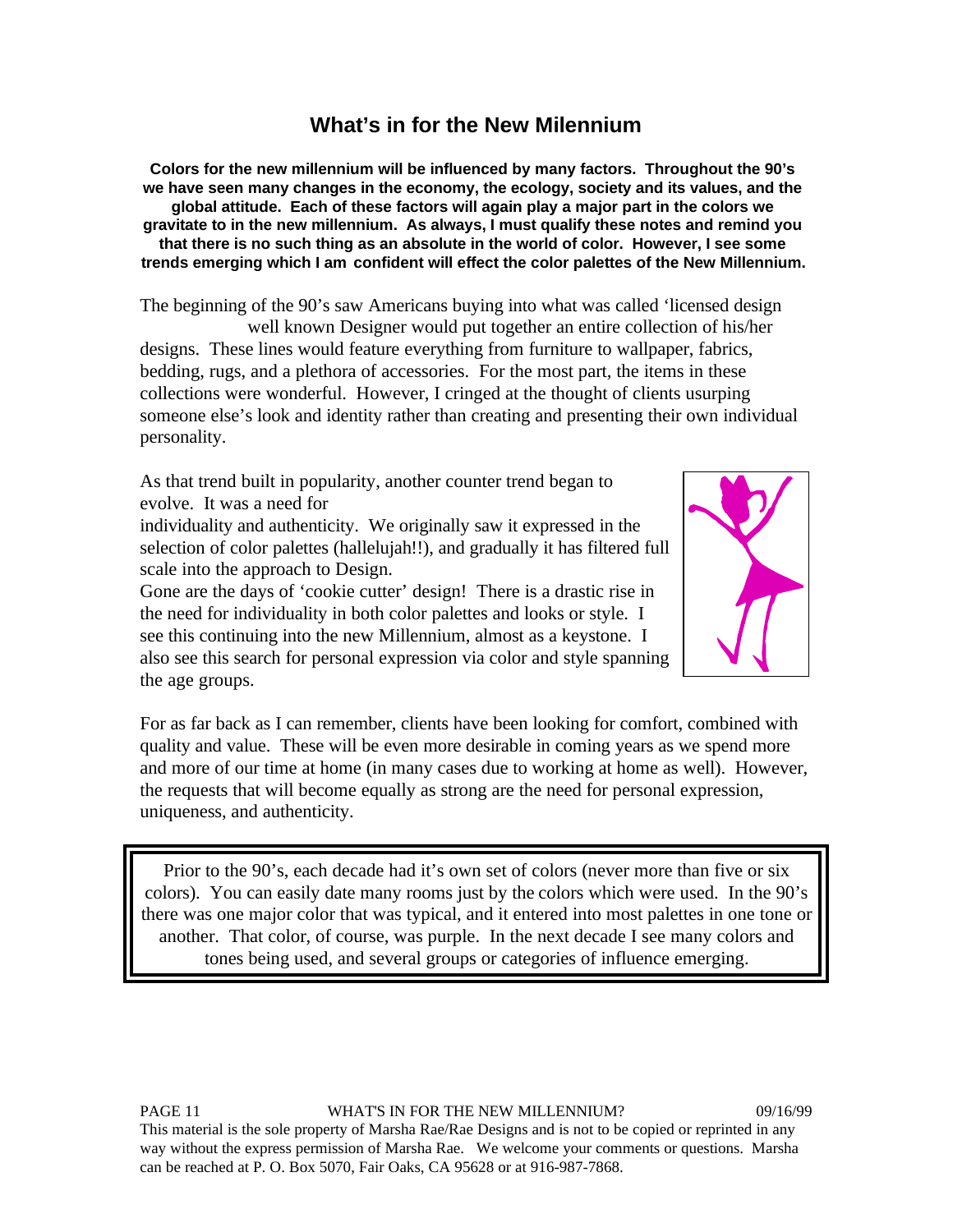# What's in for the New Milennium

**Colors for the new millennium will be influenced by many factors. Throughout the 90's we have seen many changes in the economy, the ecology, society and its values, and the global attitude. Each of these factors will again play a major part in the colors we gravitate to in the new millennium. As always, I must qualify these notes and remind you that there is no such thing as an absolute in the world of color. However, I see some trends emerging which I am confident will effect the color palettes of the New Millennium.**

The beginning of the 90's saw Americans buying into what was called 'licensed design well known Designer would put together an entire collection of his/her designs. These lines would feature everything from furniture to wallpaper, fabrics, bedding, rugs, and a plethora of accessories. For the most part, the items in these collections were wonderful. However, I cringed at the thought of clients usurping someone else's look and identity rather than creating and presenting their own individual personality.

As that trend built in popularity, another counter trend began to evolve. It was a need for individuality and authenticity. We originally saw it expressed in the selection of color palettes (hallelujah!!), and gradually it has filtered full scale into the approach to Design.

Gone are the days of 'cookie cutter' design! There is a drastic rise in the need for individuality in both color palettes and looks or style. I see this continuing into the new Millennium, almost as a keystone. I also see this search for personal expression via color and style spanning the age groups.

For as far back as I can remember, clients have been looking for comfort, combined with quality and value. These will be even more desirable in coming years as we spend more and more of our time at home (in many cases due to working at home as well). However, the requests that will become equally as strong are the need for personal expression, uniqueness, and authenticity.

> Prior to the 90's, each decade had it's own set of colors (never more than five or six colors). You can easily date many rooms just by the colors which were used. In the 90's there was one major color that was typical, and it entered into most palettes in one tone or another. That color, of course, was purple. In the next decade I see many colors and tones being used, and several groups or categories of influence emerging.

This material is the sole property of Marsha Rae/Rae Designs and is not to be copied or reprinted in any way without the express permission of Marsha Rae. We welcome your comments or questions. Marsha can be reached at P. O. Box 5070, Fair Oaks, CA 95628 or at 916-987-7868.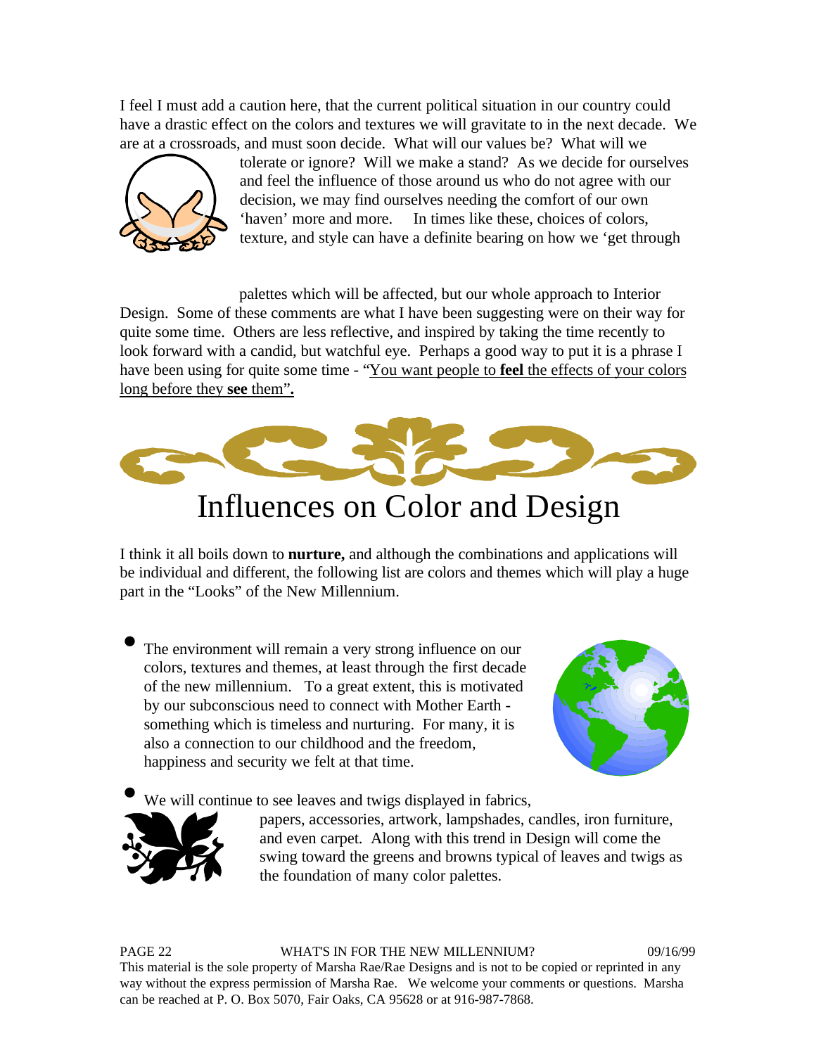I feel I must add a caution here, that the current political situation in our country could have a drastic effect on the colors and textures we will gravitate to in the next decade. We are at a crossroads, and must soon decide. What will our values be? What will we tolerate or ignore? Will we make a stand? As we decide for ourselves and feel the influence of those around us who do not agree with our decision, we may find ourselves needing the comfort of our own 'haven' more and more. In times like these, choices of colors, texture, and style can have a definite bearing on how we 'get through

palettes which will be affected, but our whole approach to Interior Design. Some of these comments are what I have been suggesting were on their way for quite some time. Others are less reflective, and inspired by taking the time recently to look forward with a candid, but watchful eye. Perhaps a good way to put it is a phrase I have been using for quite some time - "You want people to **feel** the effects of your colors long before they **see** them".

# Influences on Color and Design

I think it all boils down to **nurture,** and although the combinations and applications will be individual and different, the following list are colors and themes which will play a huge part in the "Looks" of the New Millennium.

- The environment will remain a very strong influence on our colors, textures and themes, at least through the first decade of the new millennium. To a great extent, this is motivated by our subconscious need to connect with Mother Earth - something which is timeless and nurturing. For many, it is also a connection to our childhood and the freedom, happiness and security we felt at that time.

- We will continue to see leaves and twigs displayed in fabrics, papers, accessories, artwork, lampshades, candles, iron furniture, and even carpet. Along with this trend in Design will come the swing toward the greens and browns typical of leaves and twigs as the foundation of many color palettes.

This material is the sole property of Marsha Rae/Rae Designs and is not to be copied or reprinted in any way without the express permission of Marsha Rae. We welcome your comments or questions. Marsha can be reached at P. O. Box 5070, Fair Oaks, CA 95628 or at 916-987-7868.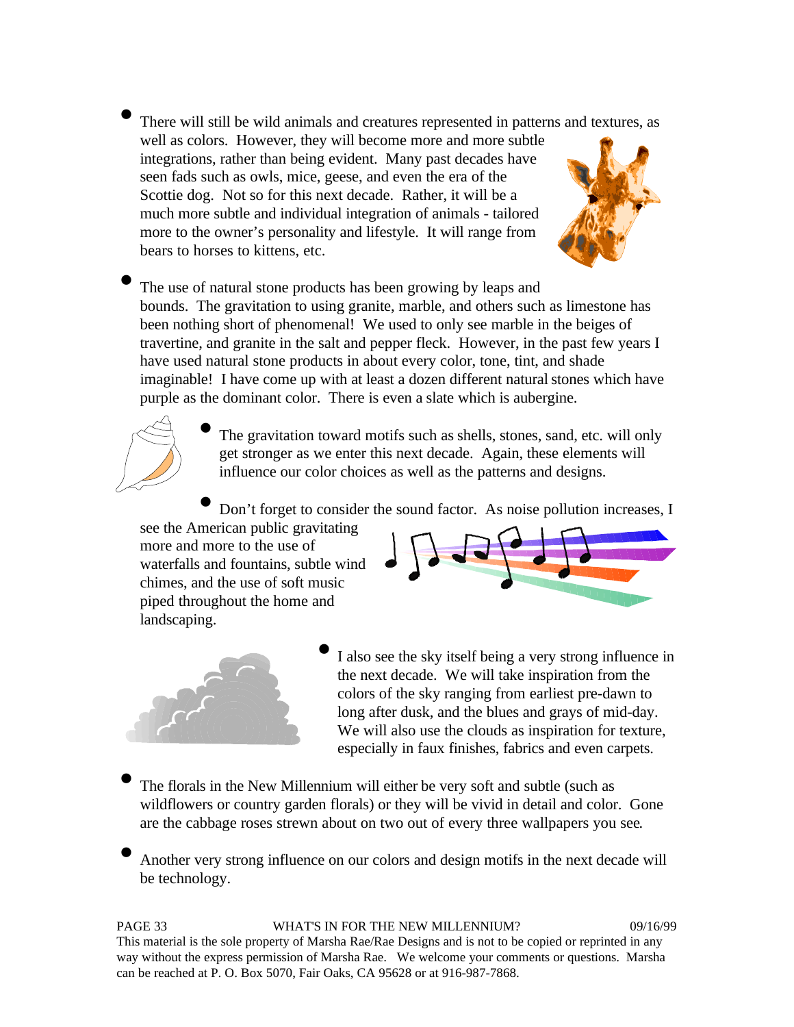- There will still be wild animals and creatures represented in patterns and textures, as well as colors. However, they will become more and more subtle integrations, rather than being evident. Many past decades have seen fads such as owls, mice, geese, and even the era of the Scottie dog. Not so for this next decade. Rather, it will be a much more subtle and individual integration of animals - tailored more to the owner's personality and lifestyle. It will range from bears to horses to kittens, etc.

- The use of natural stone products has been growing by leaps and bounds. The gravitation to using granite, marble, and others such as limestone has been nothing short of phenomenal! We used to only see marble in the beiges of travertine, and granite in the salt and pepper fleck. However, in the past few years I have used natural stone products in about every color, tone, tint, and shade imaginable! I have come up with at least a dozen different natural stones which have purple as the dominant color. There is even a slate which is aubergine.

- The gravitation toward motifs such as shells, stones, sand, etc. will only get stronger as we enter this next decade. Again, these elements will influence our color choices as well as the patterns and designs.

- Don't forget to consider the sound factor. As noise pollution increases, I see the American public gravitating more and more to the use of waterfalls and fountains, subtle wind chimes, and the use of soft music piped throughout the home and landscaping.

- I also see the sky itself being a very strong influence in the next decade. We will take inspiration from the colors of the sky ranging from earliest pre-dawn to long after dusk, and the blues and grays of mid-day. We will also use the clouds as inspiration for texture, especially in faux finishes, fabrics and even carpets.

- The florals in the New Millennium will either be very soft and subtle (such as wildflowers or country garden florals) or they will be vivid in detail and color. Gone are the cabbage roses strewn about on two out of every three wallpapers you see.

- Another very strong influence on our colors and design motifs in the next decade will be technology.

This material is the sole property of Marsha Rae/Rae Designs and is not to be copied or reprinted in any way without the express permission of Marsha Rae. We welcome your comments or questions. Marsha can be reached at P. O. Box 5070, Fair Oaks, CA 95628 or at 916-987-7868.